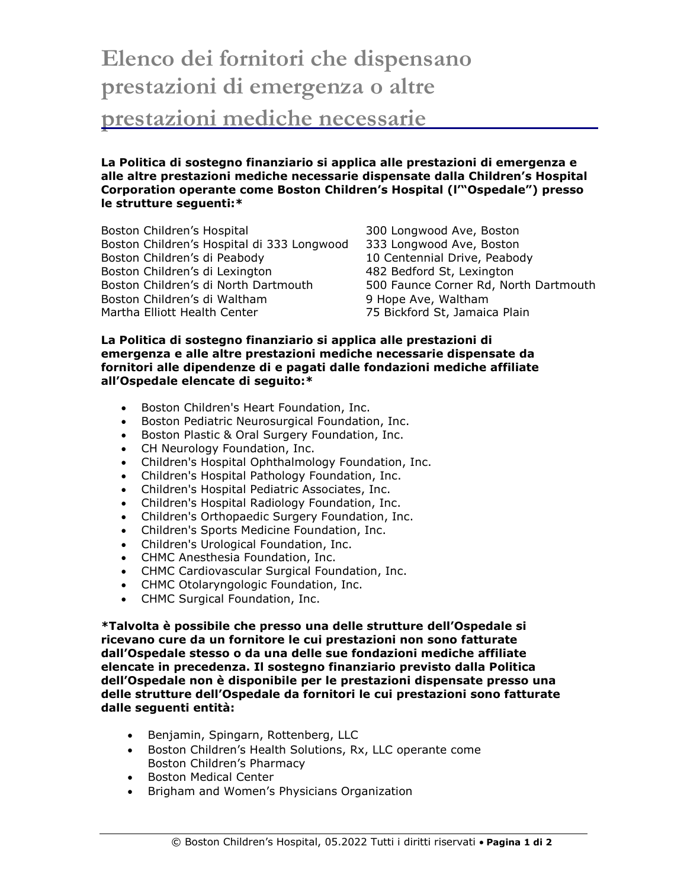# Elenco dei fornitori che dispensano prestazioni di emergenza o altre prestazioni mediche necessarie

**La Politica di sostegno finanziario si applica alle prestazioni di emergenza e alle altre prestazioni mediche necessarie dispensate dalla Children's Hospital Corporation operante come Boston Children's Hospital (l'"Ospedale") presso le strutture seguenti:***

| | |
|---|---|
| Boston Children's Hospital | 300 Longwood Ave, Boston |
| Boston Children's Hospital di 333 Longwood | 333 Longwood Ave, Boston |
| Boston Children's di Peabody | 10 Centennial Drive, Peabody |
| Boston Children's di Lexington | 482 Bedford St, Lexington |
| Boston Children's di North Dartmouth | 500 Faunce Corner Rd, North Dartmouth |
| Boston Children's di Waltham | 9 Hope Ave, Waltham |
| Martha Elliott Health Center | 75 Bickford St, Jamaica Plain |

**La Politica di sostegno finanziario si applica alle prestazioni di emergenza e alle altre prestazioni mediche necessarie dispensate da fornitori alle dipendenze di e pagati dalle fondazioni mediche affiliate all'Ospedale elencate di seguito:***

- Boston Children's Heart Foundation, Inc.
- Boston Pediatric Neurosurgical Foundation, Inc.
- Boston Plastic & Oral Surgery Foundation, Inc.
- CH Neurology Foundation, Inc.
- Children's Hospital Ophthalmology Foundation, Inc.
- Children's Hospital Pathology Foundation, Inc.
- Children's Hospital Pediatric Associates, Inc.
- Children's Hospital Radiology Foundation, Inc.
- Children's Orthopaedic Surgery Foundation, Inc.
- Children's Sports Medicine Foundation, Inc.
- Children's Urological Foundation, Inc.
- CHMC Anesthesia Foundation, Inc.
- CHMC Cardiovascular Surgical Foundation, Inc.
- CHMC Otolaryngologic Foundation, Inc.
- CHMC Surgical Foundation, Inc.

***Talvolta è possibile che presso una delle strutture dell'Ospedale si ricevano cure da un fornitore le cui prestazioni non sono fatturate dall'Ospedale stesso o da una delle sue fondazioni mediche affiliate elencate in precedenza. Il sostegno finanziario previsto dalla Politica dell'Ospedale non è disponibile per le prestazioni dispensate presso una delle strutture dell'Ospedale da fornitori le cui prestazioni sono fatturate dalle seguenti entità:**

- Benjamin, Spingarn, Rottenberg, LLC
- Boston Children's Health Solutions, Rx, LLC operante come Boston Children's Pharmacy
- Boston Medical Center
- Brigham and Women's Physicians Organization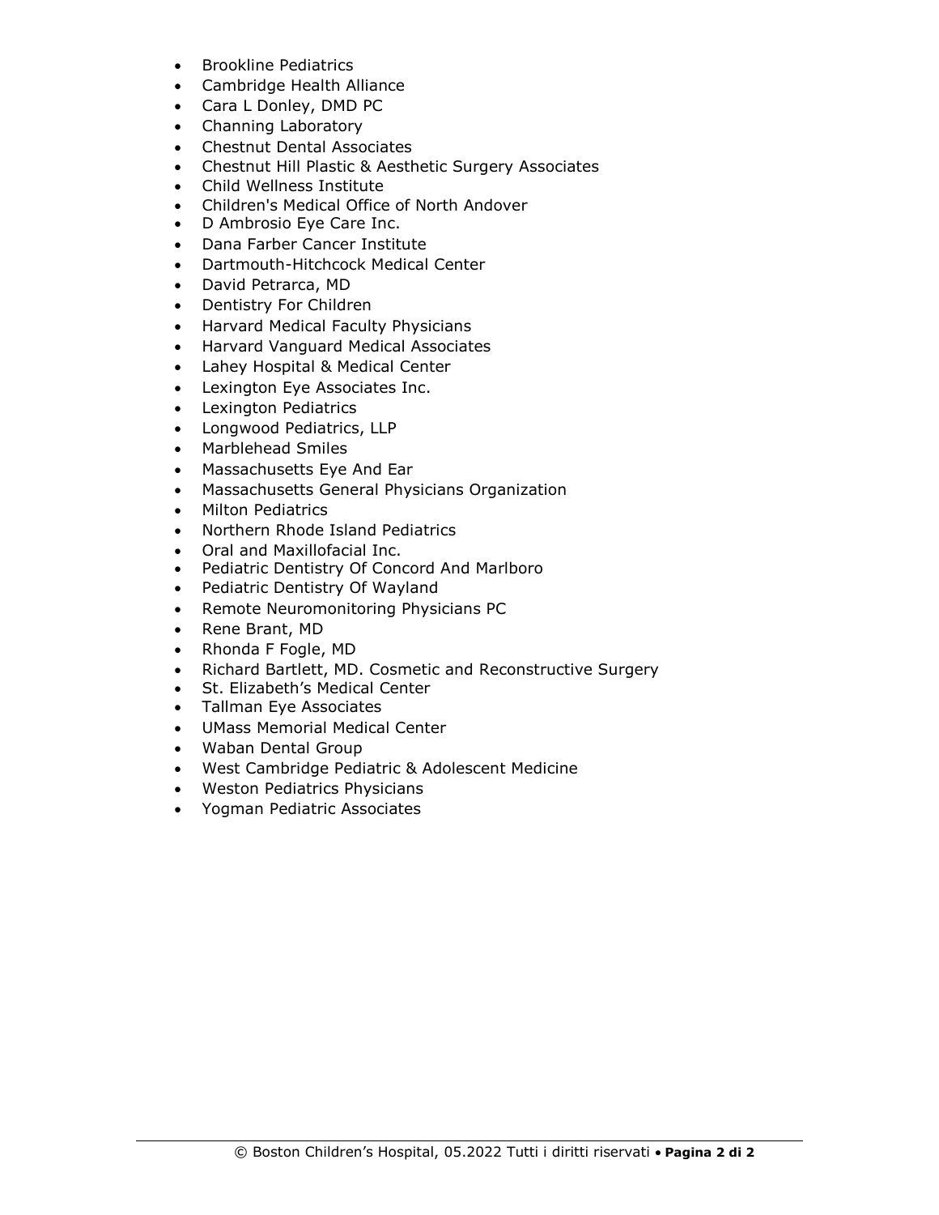- Brookline Pediatrics
- Cambridge Health Alliance
- Cara L Donley, DMD PC
- Channing Laboratory
- Chestnut Dental Associates
- Chestnut Hill Plastic & Aesthetic Surgery Associates
- Child Wellness Institute
- Children's Medical Office of North Andover
- D Ambrosio Eye Care Inc.
- Dana Farber Cancer Institute
- Dartmouth-Hitchcock Medical Center
- David Petrarca, MD
- Dentistry For Children
- Harvard Medical Faculty Physicians
- Harvard Vanguard Medical Associates
- Lahey Hospital & Medical Center
- Lexington Eye Associates Inc.
- Lexington Pediatrics
- Longwood Pediatrics, LLP
- Marblehead Smiles
- Massachusetts Eye And Ear
- Massachusetts General Physicians Organization
- Milton Pediatrics
- Northern Rhode Island Pediatrics
- Oral and Maxillofacial Inc.
- Pediatric Dentistry Of Concord And Marlboro
- Pediatric Dentistry Of Wayland
- Remote Neuromonitoring Physicians PC
- Rene Brant, MD
- Rhonda F Fogle, MD
- Richard Bartlett, MD. Cosmetic and Reconstructive Surgery
- St. Elizabeth's Medical Center
- Tallman Eye Associates
- UMass Memorial Medical Center
- Waban Dental Group
- West Cambridge Pediatric & Adolescent Medicine
- Weston Pediatrics Physicians
- Yogman Pediatric Associates